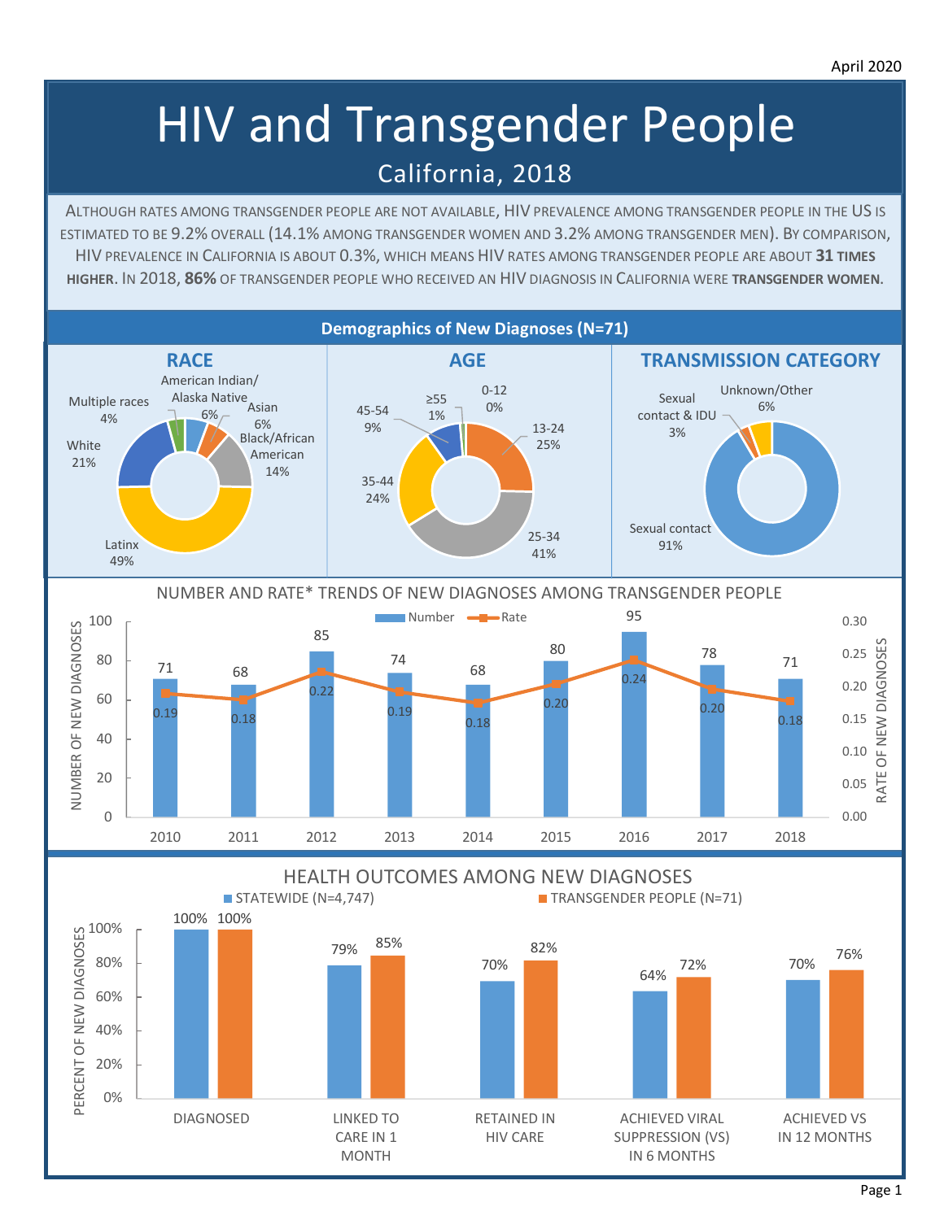April 2020

# HIV and Transgender People

## California, 2018

ALTHOUGH RATES AMONG TRANSGENDER PEOPLE ARE NOT AVAILABLE, HIV PREVALENCE AMONG TRANSGENDER PEOPLE IN THE US IS ESTIMATED TO BE 9.2% OVERALL (14.1% AMONG TRANSGENDER WOMEN AND 3.2% AMONG TRANSGENDER MEN). BY COMPARISON, HIV PREVALENCE IN CALIFORNIA IS ABOUT 0.3%, WHICH MEANS HIV RATES AMONG TRANSGENDER PEOPLE ARE ABOUT **31 TIMES HIGHER**. IN 2018, **86%** OF TRANSGENDER PEOPLE WHO RECEIVED AN HIV DIAGNOSIS IN CALIFORNIA WERE **TRANSGENDER WOMEN**.

## Demographics of New Diagnoses (N=71)

### RACE

| Race | Percent |
|---|---|
| American Indian/ Alaska Native | 6% |
| Asian | 6% |
| Black/African American | 14% |
| Latinx | 49% |
| White | 21% |
| Multiple races | 4% |

### AGE

| Age | Percent |
|---|---|
| 0-12 | 0% |
| 13-24 | 25% |
| 25-34 | 41% |
| 35-44 | 24% |
| 45-54 | 9% |
| ≥55 | 1% |

### TRANSMISSION CATEGORY

| Transmission Category | Percent |
|---|---|
| Sexual contact | 91% |
| Sexual contact & IDU | 3% |
| Unknown/Other | 6% |

## NUMBER AND RATE* TRENDS OF NEW DIAGNOSES AMONG TRANSGENDER PEOPLE

| Year | Number | Rate |
|---|---|---|
| 2010 | 71 | 0.19 |
| 2011 | 68 | 0.18 |
| 2012 | 85 | 0.22 |
| 2013 | 74 | 0.19 |
| 2014 | 68 | 0.18 |
| 2015 | 80 | 0.20 |
| 2016 | 95 | 0.24 |
| 2017 | 78 | 0.20 |
| 2018 | 71 | 0.18 |

## HEALTH OUTCOMES AMONG NEW DIAGNOSES

| Outcome | STATEWIDE (N=4,747) | TRANSGENDER PEOPLE (N=71) |
|---|---|---|
| DIAGNOSED | 100% | 100% |
| LINKED TO CARE IN 1 MONTH | 79% | 85% |
| RETAINED IN HIV CARE | 70% | 82% |
| ACHIEVED VIRAL SUPPRESSION (VS) IN 6 MONTHS | 64% | 72% |
| ACHIEVED VS IN 12 MONTHS | 70% | 76% |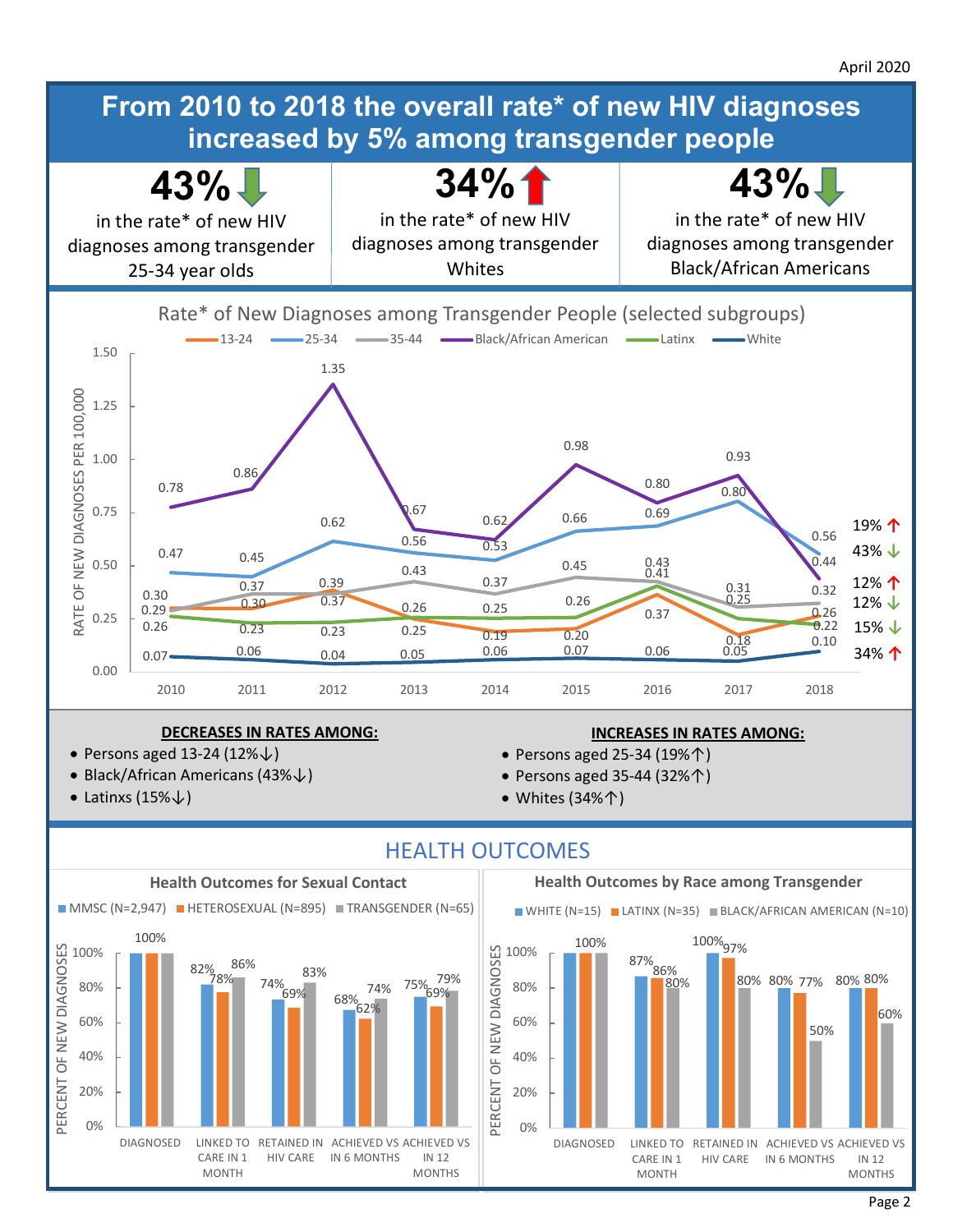April 2020

# From 2010 to 2018 the overall rate* of new HIV diagnoses increased by 5% among transgender people

**43%** ↓ in the rate* of new HIV diagnoses among transgender 25-34 year olds

**34%** ↑ in the rate* of new HIV diagnoses among transgender Whites

**43%** ↓ in the rate* of new HIV diagnoses among transgender Black/African Americans

## Rate* of New Diagnoses among Transgender People (selected subgroups)

RATE OF NEW DIAGNOSES PER 100,000

| | 2010 | 2011 | 2012 | 2013 | 2014 | 2015 | 2016 | 2017 | 2018 | Change |
|---|---|---|---|---|---|---|---|---|---|---|
| 13-24 | 0.30 | 0.30 | 0.39 | 0.26 | 0.19 | 0.20 | 0.37 | 0.18 | 0.26 | 12% ↓ |
| 25-34 | 0.47 | 0.45 | 0.62 | 0.56 | 0.53 | 0.66 | 0.69 | 0.80 | 0.56 | 19% ↑ |
| 35-44 | 0.29 | 0.37 | 0.37 | 0.43 | 0.37 | 0.45 | 0.43 | 0.31 | 0.32 | 12% ↑ |
| Black/African American | 0.78 | 0.86 | 1.35 | 0.67 | 0.62 | 0.98 | 0.80 | 0.93 | 0.44 | 43% ↓ |
| Latinx | 0.26 | 0.23 | 0.23 | 0.25 | 0.25 | 0.26 | 0.41 | 0.25 | 0.22 | 15% ↓ |
| White | 0.07 | 0.06 | 0.04 | 0.05 | 0.06 | 0.07 | 0.06 | 0.05 | 0.10 | 34% ↑ |

**DECREASES IN RATES AMONG:**

- Persons aged 13-24 (12%↓)
- Black/African Americans (43%↓)
- Latinxs (15%↓)

**INCREASES IN RATES AMONG:**

- Persons aged 25-34 (19%↑)
- Persons aged 35-44 (32%↑)
- Whites (34%↑)

## HEALTH OUTCOMES

### Health Outcomes for Sexual Contact

PERCENT OF NEW DIAGNOSES

| | MMSC (N=2,947) | HETEROSEXUAL (N=895) | TRANSGENDER (N=65) |
|---|---|---|---|
| DIAGNOSED | 100% | 100% | 100% |
| LINKED TO CARE IN 1 MONTH | 82% | 78% | 86% |
| RETAINED IN HIV CARE | 74% | 69% | 83% |
| ACHIEVED VS IN 6 MONTHS | 68% | 62% | 74% |
| ACHIEVED VS IN 12 MONTHS | 75% | 69% | 79% |

### Health Outcomes by Race among Transgender

PERCENT OF NEW DIAGNOSES

| | WHITE (N=15) | LATINX (N=35) | BLACK/AFRICAN AMERICAN (N=10) |
|---|---|---|---|
| DIAGNOSED | 100% | 100% | 100% |
| LINKED TO CARE IN 1 MONTH | 87% | 86% | 80% |
| RETAINED IN HIV CARE | 100% | 97% | 80% |
| ACHIEVED VS IN 6 MONTHS | 80% | 77% | 50% |
| ACHIEVED VS IN 12 MONTHS | 80% | 80% | 60% |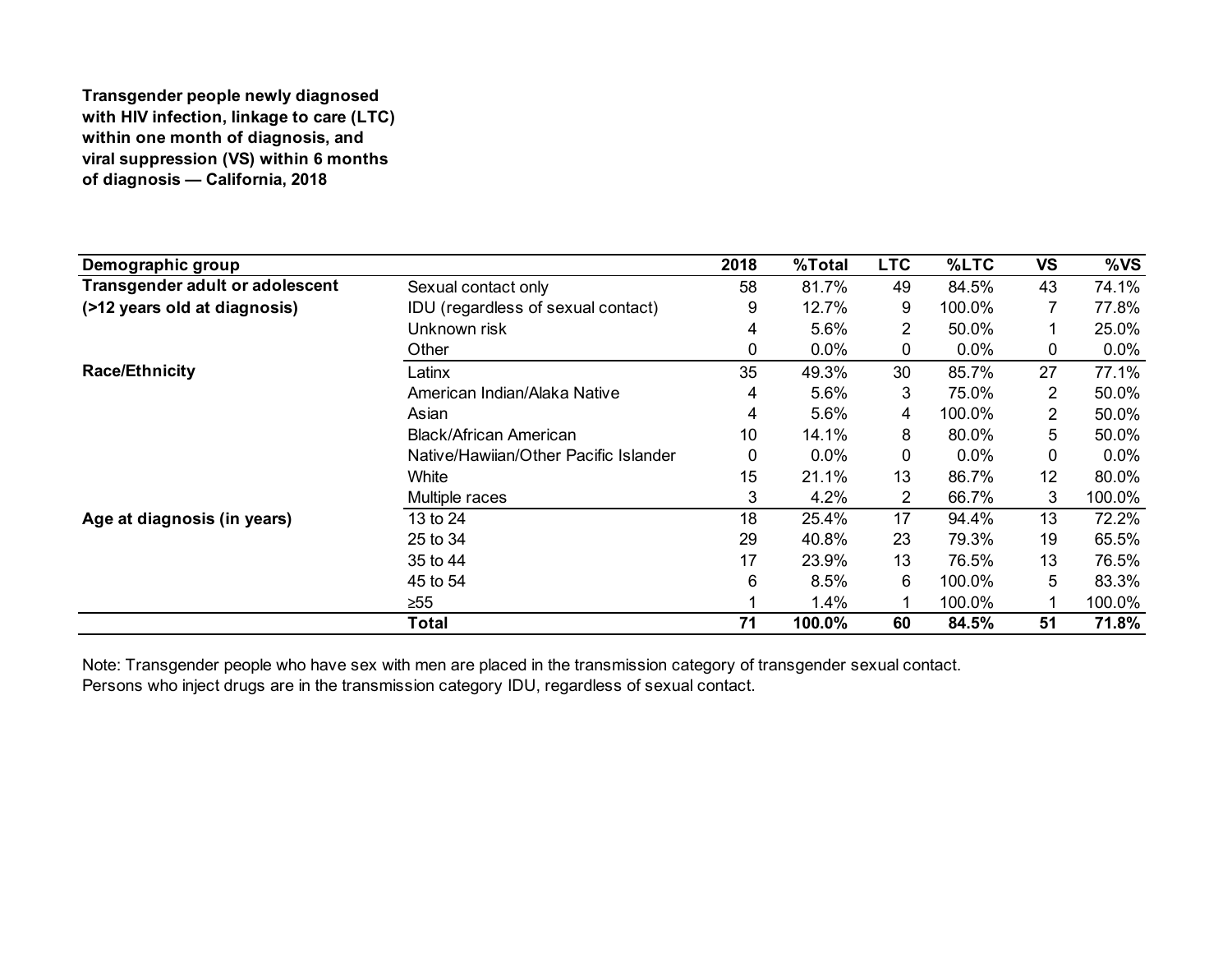**Transgender people newly diagnosed with HIV infection, linkage to care (LTC) within one month of diagnosis, and viral suppression (VS) within 6 months of diagnosis — California, 2018**

| Demographic group | | 2018 | %Total | LTC | %LTC | VS | %VS |
|---|---|---|---|---|---|---|---|
| **Transgender adult or adolescent (>12 years old at diagnosis)** | Sexual contact only | 58 | 81.7% | 49 | 84.5% | 43 | 74.1% |
| | IDU (regardless of sexual contact) | 9 | 12.7% | 9 | 100.0% | 7 | 77.8% |
| | Unknown risk | 4 | 5.6% | 2 | 50.0% | 1 | 25.0% |
| | Other | 0 | 0.0% | 0 | 0.0% | 0 | 0.0% |
| **Race/Ethnicity** | Latinx | 35 | 49.3% | 30 | 85.7% | 27 | 77.1% |
| | American Indian/Alaka Native | 4 | 5.6% | 3 | 75.0% | 2 | 50.0% |
| | Asian | 4 | 5.6% | 4 | 100.0% | 2 | 50.0% |
| | Black/African American | 10 | 14.1% | 8 | 80.0% | 5 | 50.0% |
| | Native/Hawiian/Other Pacific Islander | 0 | 0.0% | 0 | 0.0% | 0 | 0.0% |
| | White | 15 | 21.1% | 13 | 86.7% | 12 | 80.0% |
| | Multiple races | 3 | 4.2% | 2 | 66.7% | 3 | 100.0% |
| **Age at diagnosis (in years)** | 13 to 24 | 18 | 25.4% | 17 | 94.4% | 13 | 72.2% |
| | 25 to 34 | 29 | 40.8% | 23 | 79.3% | 19 | 65.5% |
| | 35 to 44 | 17 | 23.9% | 13 | 76.5% | 13 | 76.5% |
| | 45 to 54 | 6 | 8.5% | 6 | 100.0% | 5 | 83.3% |
| | ≥55 | 1 | 1.4% | 1 | 100.0% | 1 | 100.0% |
| | **Total** | **71** | **100.0%** | **60** | **84.5%** | **51** | **71.8%** |

Note: Transgender people who have sex with men are placed in the transmission category of transgender sexual contact.
Persons who inject drugs are in the transmission category IDU, regardless of sexual contact.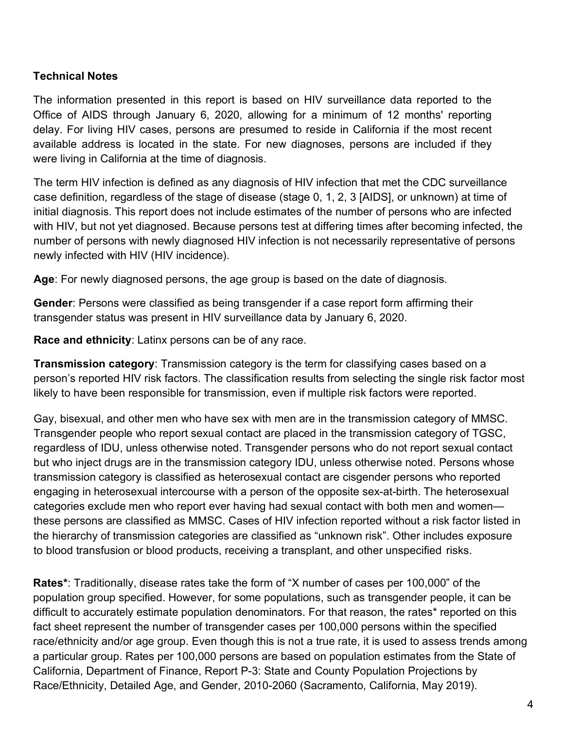**Technical Notes**

The information presented in this report is based on HIV surveillance data reported to the Office of AIDS through January 6, 2020, allowing for a minimum of 12 months' reporting delay. For living HIV cases, persons are presumed to reside in California if the most recent available address is located in the state. For new diagnoses, persons are included if they were living in California at the time of diagnosis.

The term HIV infection is defined as any diagnosis of HIV infection that met the CDC surveillance case definition, regardless of the stage of disease (stage 0, 1, 2, 3 [AIDS], or unknown) at time of initial diagnosis. This report does not include estimates of the number of persons who are infected with HIV, but not yet diagnosed. Because persons test at differing times after becoming infected, the number of persons with newly diagnosed HIV infection is not necessarily representative of persons newly infected with HIV (HIV incidence).

**Age**: For newly diagnosed persons, the age group is based on the date of diagnosis.

**Gender**: Persons were classified as being transgender if a case report form affirming their transgender status was present in HIV surveillance data by January 6, 2020.

**Race and ethnicity**: Latinx persons can be of any race.

**Transmission category**: Transmission category is the term for classifying cases based on a person's reported HIV risk factors. The classification results from selecting the single risk factor most likely to have been responsible for transmission, even if multiple risk factors were reported.

Gay, bisexual, and other men who have sex with men are in the transmission category of MMSC. Transgender people who report sexual contact are placed in the transmission category of TGSC, regardless of IDU, unless otherwise noted. Transgender persons who do not report sexual contact but who inject drugs are in the transmission category IDU, unless otherwise noted. Persons whose transmission category is classified as heterosexual contact are cisgender persons who reported engaging in heterosexual intercourse with a person of the opposite sex-at-birth. The heterosexual categories exclude men who report ever having had sexual contact with both men and women—these persons are classified as MMSC. Cases of HIV infection reported without a risk factor listed in the hierarchy of transmission categories are classified as "unknown risk". Other includes exposure to blood transfusion or blood products, receiving a transplant, and other unspecified risks.

**Rates***: Traditionally, disease rates take the form of "X number of cases per 100,000" of the population group specified. However, for some populations, such as transgender people, it can be difficult to accurately estimate population denominators. For that reason, the rates* reported on this fact sheet represent the number of transgender cases per 100,000 persons within the specified race/ethnicity and/or age group. Even though this is not a true rate, it is used to assess trends among a particular group. Rates per 100,000 persons are based on population estimates from the State of California, Department of Finance, Report P-3: State and County Population Projections by Race/Ethnicity, Detailed Age, and Gender, 2010-2060 (Sacramento, California, May 2019).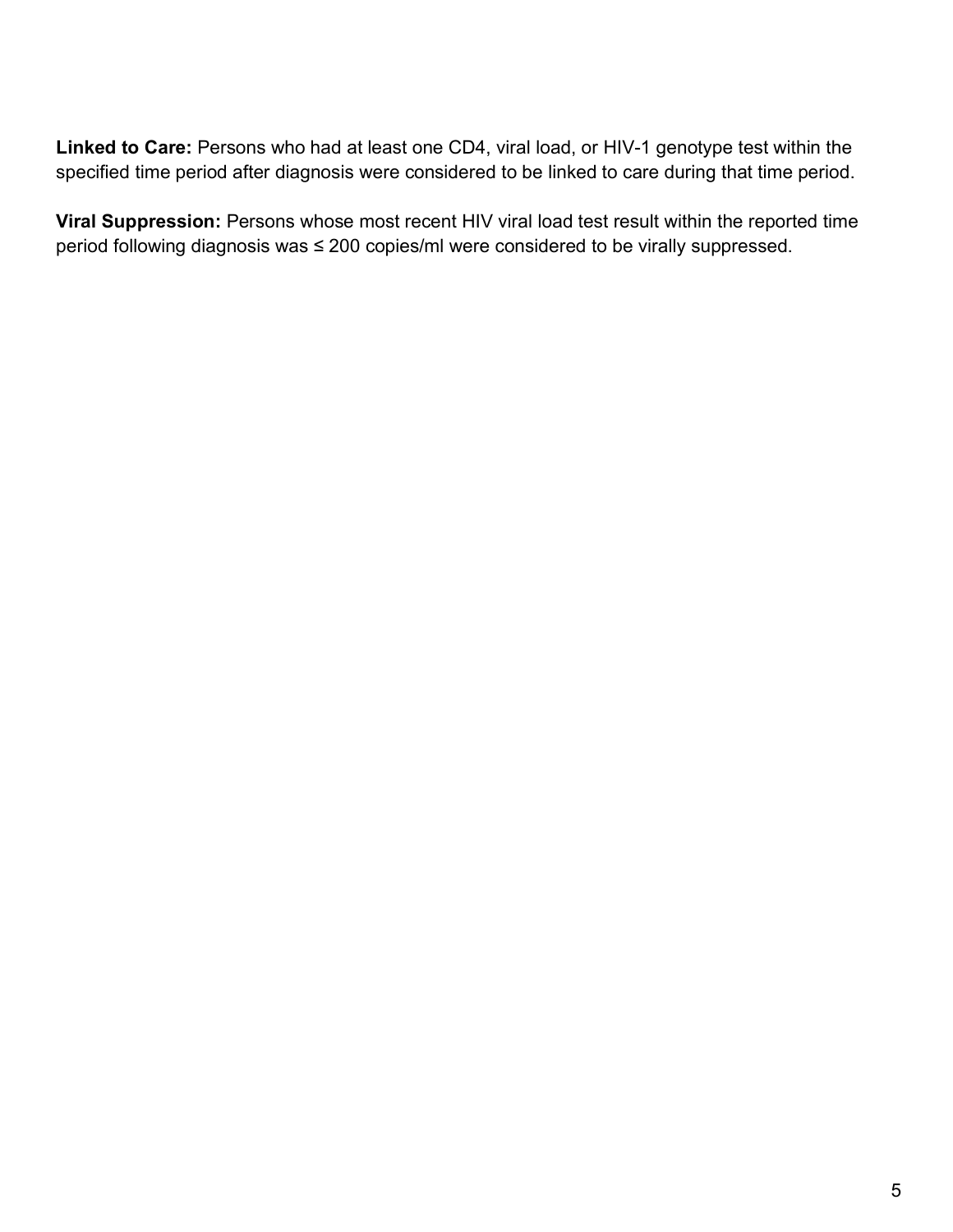**Linked to Care:** Persons who had at least one CD4, viral load, or HIV-1 genotype test within the specified time period after diagnosis were considered to be linked to care during that time period.

**Viral Suppression:** Persons whose most recent HIV viral load test result within the reported time period following diagnosis was ≤ 200 copies/ml were considered to be virally suppressed.